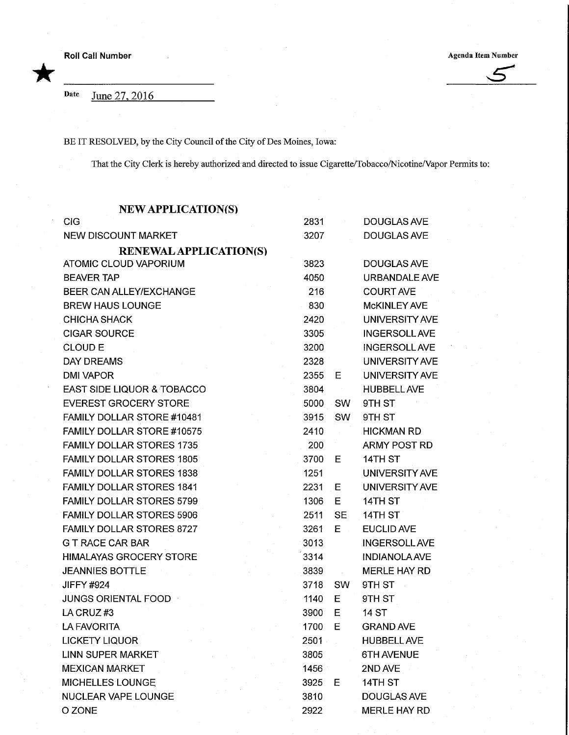**Roll Call Number** ★ ____________________

**Agenda Item Number** 5

Date June 27, 2016

BE IT RESOLVED, by the City Council of the City of Des Moines, Iowa:

That the City Clerk is hereby authorized and directed to issue Cigarette/Tobacco/Nicotine/Vapor Permits to:

### NEW APPLICATION(S)

| | | | |
|---|---|---|---|
| CIG | 2831 | | DOUGLAS AVE |
| NEW DISCOUNT MARKET | 3207 | | DOUGLAS AVE |

### RENEWAL APPLICATION(S)

| | | | |
|---|---|---|---|
| ATOMIC CLOUD VAPORIUM | 3823 | | DOUGLAS AVE |
| BEAVER TAP | 4050 | | URBANDALE AVE |
| BEER CAN ALLEY/EXCHANGE | 216 | | COURT AVE |
| BREW HAUS LOUNGE | 830 | | McKINLEY AVE |
| CHICHA SHACK | 2420 | | UNIVERSITY AVE |
| CIGAR SOURCE | 3305 | | INGERSOLL AVE |
| CLOUD E | 3200 | | INGERSOLL AVE |
| DAY DREAMS | 2328 | | UNIVERSITY AVE |
| DMI VAPOR | 2355 | E | UNIVERSITY AVE |
| EAST SIDE LIQUOR & TOBACCO | 3804 | | HUBBELL AVE |
| EVEREST GROCERY STORE | 5000 | SW | 9TH ST |
| FAMILY DOLLAR STORE #10481 | 3915 | SW | 9TH ST |
| FAMILY DOLLAR STORE #10575 | 2410 | | HICKMAN RD |
| FAMILY DOLLAR STORES 1735 | 200 | | ARMY POST RD |
| FAMILY DOLLAR STORES 1805 | 3700 | E | 14TH ST |
| FAMILY DOLLAR STORES 1838 | 1251 | | UNIVERSITY AVE |
| FAMILY DOLLAR STORES 1841 | 2231 | E | UNIVERSITY AVE |
| FAMILY DOLLAR STORES 5799 | 1306 | E | 14TH ST |
| FAMILY DOLLAR STORES 5906 | 2511 | SE | 14TH ST |
| FAMILY DOLLAR STORES 8727 | 3261 | E | EUCLID AVE |
| G T RACE CAR BAR | 3013 | | INGERSOLL AVE |
| HIMALAYAS GROCERY STORE | 3314 | | INDIANOLA AVE |
| JEANNIES BOTTLE | 3839 | | MERLE HAY RD |
| JIFFY #924 | 3718 | SW | 9TH ST |
| JUNGS ORIENTAL FOOD | 1140 | E | 9TH ST |
| LA CRUZ #3 | 3900 | E | 14 ST |
| LA FAVORITA | 1700 | E | GRAND AVE |
| LICKETY LIQUOR | 2501 | | HUBBELL AVE |
| LINN SUPER MARKET | 3805 | | 6TH AVENUE |
| MEXICAN MARKET | 1456 | | 2ND AVE |
| MICHELLES LOUNGE | 3925 | E | 14TH ST |
| NUCLEAR VAPE LOUNGE | 3810 | | DOUGLAS AVE |
| O ZONE | 2922 | | MERLE HAY RD |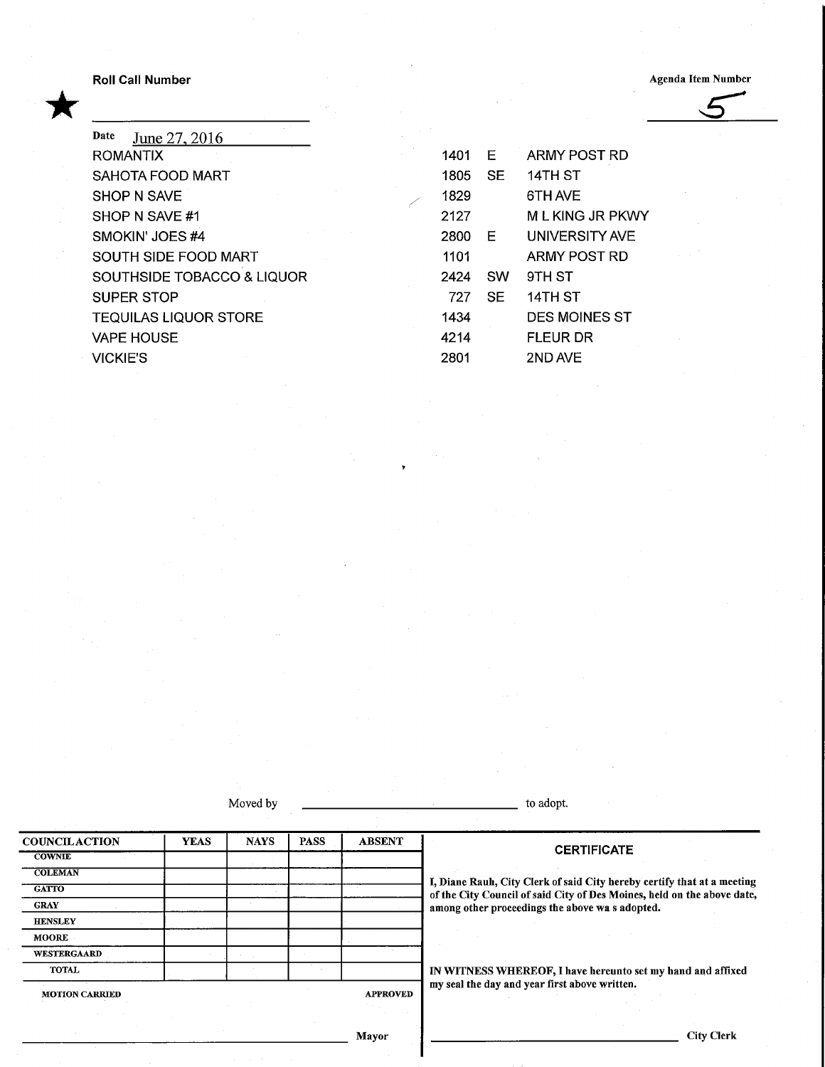Roll Call Number

★ ______________________

Agenda Item Number

5

Date June 27, 2016

| | | | |
|---|---|---|---|
| ROMANTIX | 1401 | E | ARMY POST RD |
| SAHOTA FOOD MART | 1805 | SE | 14TH ST |
| SHOP N SAVE | 1829 | | 6TH AVE |
| SHOP N SAVE #1 | 2127 | | M L KING JR PKWY |
| SMOKIN' JOES #4 | 2800 | E | UNIVERSITY AVE |
| SOUTH SIDE FOOD MART | 1101 | | ARMY POST RD |
| SOUTHSIDE TOBACCO & LIQUOR | 2424 | SW | 9TH ST |
| SUPER STOP | 727 | SE | 14TH ST |
| TEQUILAS LIQUOR STORE | 1434 | | DES MOINES ST |
| VAPE HOUSE | 4214 | | FLEUR DR |
| VICKIE'S | 2801 | | 2ND AVE |

Moved by ______________________ to adopt.

| COUNCIL ACTION | YEAS | NAYS | PASS | ABSENT |
|---|---|---|---|---|
| COWNIE | | | | |
| COLEMAN | | | | |
| GATTO | | | | |
| GRAY | | | | |
| HENSLEY | | | | |
| MOORE | | | | |
| WESTERGAARD | | | | |
| TOTAL | | | | |

MOTION CARRIED APPROVED

______________________ Mayor

**CERTIFICATE**

I, Diane Rauh, City Clerk of said City hereby certify that at a meeting of the City Council of said City of Des Moines, held on the above date, among other proceedings the above wa s adopted.

IN WITNESS WHEREOF, I have hereunto set my hand and affixed my seal the day and year first above written.

______________________ City Clerk